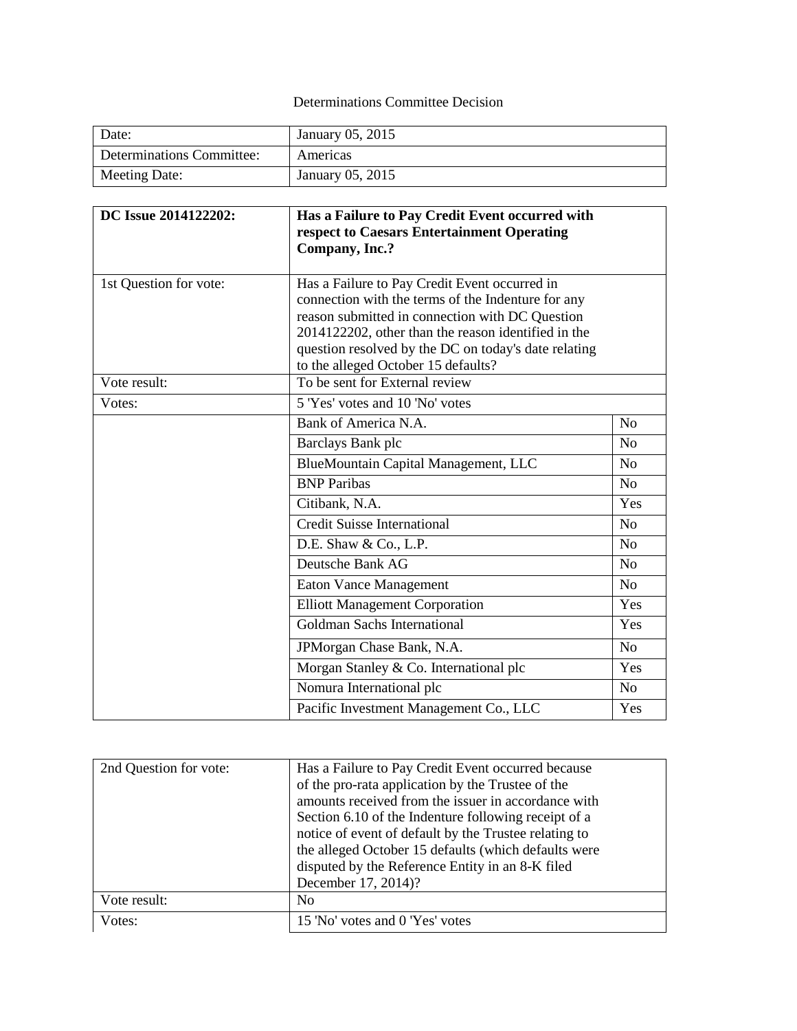Determinations Committee Decision

| Date: | January 05, 2015 |
|---|---|
| Determinations Committee: | Americas |
| Meeting Date: | January 05, 2015 |

| **DC Issue 2014122202:** | **Has a Failure to Pay Credit Event occurred with respect to Caesars Entertainment Operating Company, Inc.?** | |
|---|---|---|
| 1st Question for vote: | Has a Failure to Pay Credit Event occurred in connection with the terms of the Indenture for any reason submitted in connection with DC Question 2014122202, other than the reason identified in the question resolved by the DC on today's date relating to the alleged October 15 defaults? | |
| Vote result: | To be sent for External review | |
| Votes: | 5 'Yes' votes and 10 'No' votes | |
| | Bank of America N.A. | No |
| | Barclays Bank plc | No |
| | BlueMountain Capital Management, LLC | No |
| | BNP Paribas | No |
| | Citibank, N.A. | Yes |
| | Credit Suisse International | No |
| | D.E. Shaw & Co., L.P. | No |
| | Deutsche Bank AG | No |
| | Eaton Vance Management | No |
| | Elliott Management Corporation | Yes |
| | Goldman Sachs International | Yes |
| | JPMorgan Chase Bank, N.A. | No |
| | Morgan Stanley & Co. International plc | Yes |
| | Nomura International plc | No |
| | Pacific Investment Management Co., LLC | Yes |

| 2nd Question for vote: | Has a Failure to Pay Credit Event occurred because of the pro-rata application by the Trustee of the amounts received from the issuer in accordance with Section 6.10 of the Indenture following receipt of a notice of event of default by the Trustee relating to the alleged October 15 defaults (which defaults were disputed by the Reference Entity in an 8-K filed December 17, 2014)? |
|---|---|
| Vote result: | No |
| Votes: | 15 'No' votes and 0 'Yes' votes |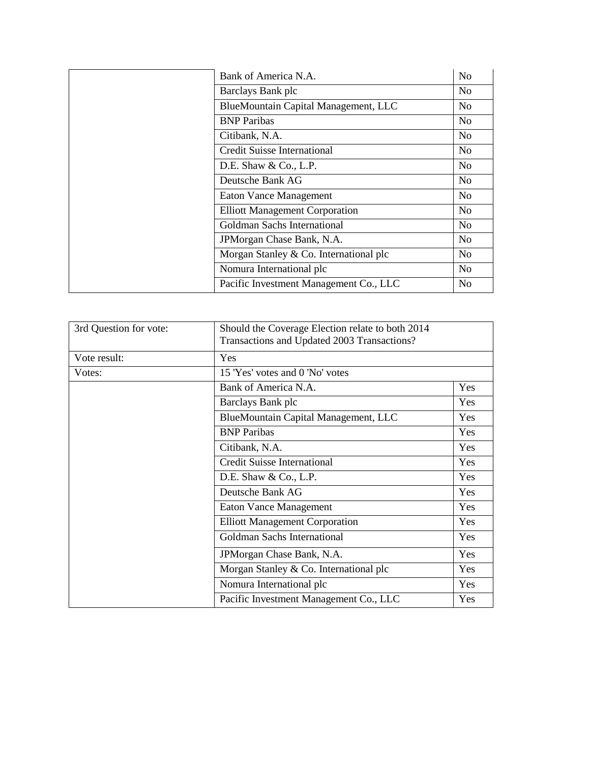| | | |
|---|---|---|
| | Bank of America N.A. | No |
| | Barclays Bank plc | No |
| | BlueMountain Capital Management, LLC | No |
| | BNP Paribas | No |
| | Citibank, N.A. | No |
| | Credit Suisse International | No |
| | D.E. Shaw & Co., L.P. | No |
| | Deutsche Bank AG | No |
| | Eaton Vance Management | No |
| | Elliott Management Corporation | No |
| | Goldman Sachs International | No |
| | JPMorgan Chase Bank, N.A. | No |
| | Morgan Stanley & Co. International plc | No |
| | Nomura International plc | No |
| | Pacific Investment Management Co., LLC | No |

| | | |
|---|---|---|
| 3rd Question for vote: | Should the Coverage Election relate to both 2014 Transactions and Updated 2003 Transactions? | |
| Vote result: | Yes | |
| Votes: | 15 'Yes' votes and 0 'No' votes | |
| | Bank of America N.A. | Yes |
| | Barclays Bank plc | Yes |
| | BlueMountain Capital Management, LLC | Yes |
| | BNP Paribas | Yes |
| | Citibank, N.A. | Yes |
| | Credit Suisse International | Yes |
| | D.E. Shaw & Co., L.P. | Yes |
| | Deutsche Bank AG | Yes |
| | Eaton Vance Management | Yes |
| | Elliott Management Corporation | Yes |
| | Goldman Sachs International | Yes |
| | JPMorgan Chase Bank, N.A. | Yes |
| | Morgan Stanley & Co. International plc | Yes |
| | Nomura International plc | Yes |
| | Pacific Investment Management Co., LLC | Yes |